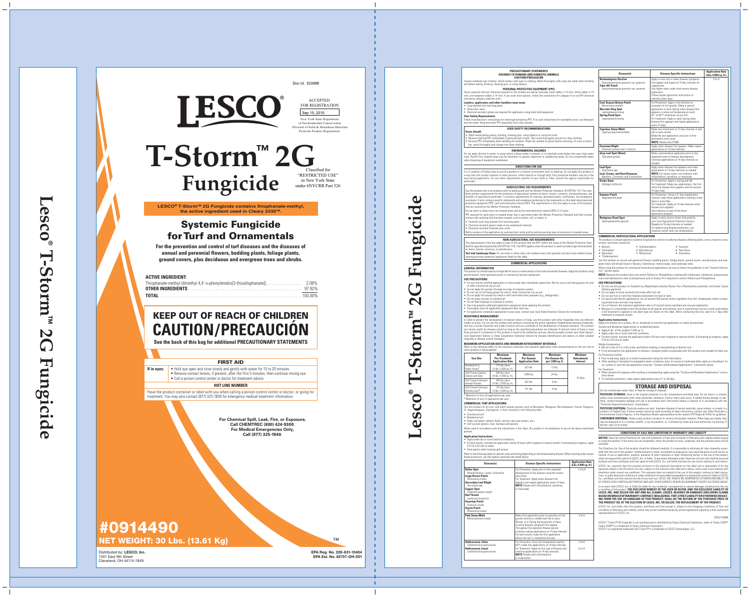Doc Id: 523988

# LESCO®

ACCEPTED
FOR REGISTRATION
Sep 15, 2010
New York State Department of Environmental Conservation
Division of Solid & Hazardous Materials
Pesticide Product Registration

# T-Storm™ 2G Fungicide

Classified for "RESTRICTED USE" in New York State under 6NYCRR Part 326

**LESCO® T-Storm™ 2G Fungicide contains thiophanate-methyl, the active ingredient used in Cleary 3336™.**

## Systemic Fungicide for Turf and Ornamentals

**For the prevention and control of turf diseases and the diseases of annual and perennial flowers, bedding plants, foliage plants, ground covers, plus deciduous and evergreen trees and shrubs.**

**ACTIVE INGREDIENT:**

Thiophanate-methyl (dimethyl 4,4'-o-phenylenebis[3-thioallophanate]) .......... 2.08%
**OTHER INGREDIENTS** .......... 97.92%
**TOTAL** .......... 100.00%

## KEEP OUT OF REACH OF CHILDREN
## CAUTION/PRECAUCIÓN

**See the back of this bag for additional PRECAUTIONARY STATEMENTS**

### FIRST AID

| | |
|---|---|
| **If in eyes:** | • Hold eye open and rinse slowly and gently with water for 15 to 20 minutes. • Remove contact lenses, if present, after the first 5 minutes, then continue rinsing eye. • Call a poison control center or doctor for treatment advice. |

**HOT LINE NUMBER**

Have the product container or label with you when calling a poison control center or doctor, or going for treatment. You may also contact (877) 325-1840 for emergency medical treatment information.

**For Chemical Spill, Leak, Fire, or Exposure, Call CHEMTREC (800) 424-9300. For Medical Emergencies Only, Call (877) 325-1840.**

# #0914490
## NET WEIGHT: 30 Lbs. (13.61 Kg)

Distributed by: **LESCO, Inc.**
1301 East 9th Street
Cleveland, OH 44114-1849

**EPA Reg. No. 228-631-10404**
**EPA Est. No. 82757-OH-001**

# Lesco® T-Storm™ 2G Fungicide

### PRECAUTIONARY STATEMENTS
### HAZARDS TO HUMANS AND DOMESTIC ANIMALS
### CAUTION/PRECAUCIÓN

Causes moderate eye irritation. Avoid contact with eyes or clothing. Wash thoroughly with soap and water after handling and before eating, drinking, chewing gum, or using tobacco.

**PERSONAL PROTECTIVE EQUIPMENT (PPE)**

Some materials that are chemical resistant to this product are barrier laminate, butyl rubber ≥ 14 mils, nitrile rubber ≥ 14 mils, and neoprene rubber ≥ 14 mils. If you want more options, follow the instructions for category A on an EPA chemical resistance category selection chart.

**Loaders, applicators and other handlers must wear:**
- Long-sleeved shirt and long pants
- Shoes plus socks
- Chemical-resistant gloves are required for applicators using hand-held equipment

**User Safety Requirements**

Follow manufacturer's instructions for cleaning/maintaining PPE. If no such instructions for washables exist, use detergent and hot water. Keep and wash PPE separately from other laundry.

**USER SAFETY RECOMMENDATIONS**

**Users should:**
- Wash hands before eating, drinking, chewing gum, using tobacco or using the toilet.
- Remove clothing/PPE immediately if pesticide gets inside. Then wash thoroughly and put on clean clothing.
- Remove PPE immediately after handling this product. Wash the outside of gloves before removing. As soon as possible, wash thoroughly and change into clean clothing.

**ENVIRONMENTAL HAZARDS**

Do not apply directly to water, or areas where surface water is present, or to intertidal areas below the mean high water mark. Runoff from treated areas may be hazardous to aquatic organisms in neighboring areas. Do not contaminate water when disposing of equipment washwater.

**DIRECTIONS FOR USE**

It is a violation of Federal law to use this product in a manner inconsistent with its labeling. Do not apply this product in a way that will contact workers or other persons, either directly or through drift. Only protected handlers may be in the area during application. For any other requirements specific to your State or Tribe, consult the agency responsible for pesticides.

**AGRICULTURAL USE REQUIREMENTS**

Use this product only in accordance with its labeling and with the Worker Protection Standard, 40 CFR Part 170. This standard contains requirements for the protection of agricultural workers on farms, forests, nurseries, and greenhouses, and handlers of agricultural pesticides. It contains requirements for training, decontamination, notification, and emergency assistance. It also contains specific statements and exceptions pertaining to the statements on this label about personal protective equipment (PPE), and restricted-entry interval (REI). The requirements in this box apply to uses of this product that are covered by the Worker Protection Standard.

Do not enter or allow entry into treated areas during the restricted-entry interval (REI) of 12 hours.

PPE required for early entry to treated areas that is permitted under the Worker Protection Standard and that involves contact with anything that has been treated, such as plants, soil, or water, is:
- Coveralls over long-sleeved shirt and long pants
- Chemical-resistant gloves made of any waterproof material
- Chemical-resistant footwear plus socks

Notify workers of the application by warning them orally and by posting warning signs at entrances to treated areas.

**NON-AGRICULTURAL USE REQUIREMENTS**

The requirements in this box apply to uses of this product that are NOT within the scope of the Worker Protection Standard for agricultural pesticides (40 CFR Part 170). The WPS applies when this product is used to produce agricultural plants on farms, forests, nurseries, or greenhouses.

**Turf and Landscape Uses:** Do not enter or allow entry into treated areas until granules and dust have settled unless wearing personal protective equipment listed on this label.

**COMMERCIAL APPLICATIONS**

**GENERAL INFORMATION**

This product is a broad-spectrum fungicide for use on a wide variety of turf and ornamental diseases. Apply this product using ground-based, hand-operated (push) or mechanical (power) equipment.

**USE PRECAUTIONS**
- For use only by certified applicators or those under their immediate supervision. Not for use on turf being grown for sale or other commercial use as sod.
- Do not apply this product through any type of irrigation system.
- Do not use on turf being grown for sale or other commercial use as sod.
- Do not apply this product by hand or with hand-held rotary spreader (e.g., bellygrinder).
- Do not graze animals on treated turf.
- Do not feed clippings to livestock or poultry.
- Use only properly calibrated application equipment when applying this product.
- Thoroughly clean all application equipment after each use.
- For application schedules appropriate to your area, contact your local State Extension Service for instructions.

**RESISTANCE MANAGEMENT**

In order to prevent the development of tolerant strains of fungi, use this product with other fungicides that use different modes of action. Do not use this product with products containing the active ingredient thiabendazole because thiabendazole has a similar chemistry and mode of action and can contribute to the development of disease tolerance. This product can remain useful for disease control as long as the specified precautions are followed. A tolerant strain of fungi is most likely present if a treatment of this product is found to be ineffective and you should promptly contact your State Agricultural Experiment Station or State Cooperative Extension Service for disease identification and advice on other suitable fungicide or disease control strategies.

**MAXIMUM APPLICATION RATES AND MINIMUM RETREATMENT INTERVALS**

Refer to the following table for the maximum treatment and seasonal application rates allowed based on the use site to which product is being applied.

| Use Site | Maximum Per-Treatment Application Rate | Maximum Per-Season Application Rate | Maximum Per-Season lbs. per 1,000 sq. ft. | Minimum Retreatment Interval |
|---|---|---|---|---|
| Residential or Public Areas[†] | 131 lbs./acre (3 lbs./1,000 sq. ft.) | 523 lbs. | 12 lbs. | 14 days |
| Golf Course Aprons, Greens and Tees | 392 lbs./acre (9 lbs./1,000 sq. ft.) | 1,048 lbs. | 24 lbs. | |
| Golf Course Fairways (except Florida) | 262 lbs./acre (6 lbs./1,000 sq. ft.) | 262 lbs. | 6 lbs. | |
| Golf Course Fairways (Florida only)[§] | 131 lbs./acre (3 lbs./1,000 sq. ft.) | 131 lbs. | 3 lbs. | |

[†] Maximum of four (4) applications per year.
[§] Maximum of one (1) application per year.

**COMMERCIAL TURF APPLICATIONS**

Use this product on all cool- and warm-season grasses such as Bentgrass, Bluegrass, Bermudagrass, Fescue, Ryegrass, St. Augustinegrass, Zoysiagrass, or their mixtures in the following sites:
- Commercial turf
- Residential turf
- Public turf (parks, athletic fields, schools, day care centers, etc.)
- Golf courses (greens, tees, fairways and aprons)

When used in accordance with the instructions in this label, this product is not phytotoxic to any of the above-mentioned grasses.

**Application Instructions**
- Apply under dry or moist leaf/soil conditions.
- For best results, activate the application within 24 hours with irrigation or natural rainfall. If activating by irrigation, apply 0.10 to 0.25 inch of water.
- Treat aprons when treating golf greens.

Refer to the following table for specific rates and timing depending on the disease being treated. When treating under severe disease pressure, use the highest specified rate listed below.

| Disease(s) | Disease Specific Instructions | Application Rate (Lbs./1,000 sq. ft.) |
|---|---|---|
| **Dollar Spot** *Moellerodiscus, Lanzia, Sclerotinia* **Large Brown Patch** *Rhizoctonia solani* **Ascochyta Leaf Blight** *Ascochyta* spp. **Copper Spot** *Gloeocercospora sorghi* **Red Thread** *Laetisaria fuciformis* **Fusarium Patch** *Fusarium nivale* **Zoysia Patch** *Rhizoctonia solani* | For Prevention: Apply prior to the expected development of the disease using the lowest rate listed. For Treatment: Apply when disease first appears and repeat applications every 14 days. **NOTE:** Rotate with chlorothalonil, iprodione, or mancozeb. | 1.5 to 6 |
| **Pink Snow Mold** *Michrodochium nivale* | Make first application prior to cessation of turf growth activity in middle-late Fall or early Winter, or in Spring during periods of thaw, or when disease symptoms first appear. Throughout the expected disease period, continue making applications at 14-day intervals. For best results, make the first application before the turf is completely dormant. | 3 to 6 |
| **Anthracnose, foliar** *Colletotrichum graminicola* **Anthracnose, basal** *Colletotrichum graminicola* | For Prevention: Once soil temperature reaches 60°F, make two applications at 14-day intervals. For Treatment: Apply at first sign of disease and continue applications at 14-day intervals. **NOTE:** Rotate with chlorothalonil or triadimefon. | 3 to 6 / 6 to 9 |
| **Bermudagrass Decline** *Gaeumannomyces graminis var. graminis* **Take-All-Patch** *Gaeumannomyces graminis var. avenae* | Apply in mid-July or when disease symptoms first appear and repeat at 14-day intervals for suppression. Use higher rates under most severe disease expression. Follow proper agronomic instructions to maintain plant vigor. | 6 to 9 |
| **Cool Season Brown Patch** *Rhizoctonia cerealis* **Necrotic Ring Spot** *Leptosphaeria korrae* **Spring Dead Spot** *Leptosphaeria korrae* | For Prevention: Apply in the fall prior to cessation of turf growth. Make a second application in early Spring when disease first appears or when soil temperatures reach 55° to 60°F, whichever occurs first. For Treatment: Apply in early Spring when disease first appears and repeat applications every 14 days. | |
| **Coprinus Snow Mold** *Coprinus psychromorbidus* | Make two treatments at 21-day intervals in late fall to early winter. Make the last application just prior to first permanent snow cover. **NOTE:** Rotate with PCNB. | |
| **Fusarium Blight** *Fusarium roseum and F. tricinctum* | Apply when disease first appears. Make repeat applications at 14-day intervals. | |
| **Gray Leaf Spot (Blast)** *Pyricularia grisea* | Make a preventative application prior to the expected onset of disease development. Continue applications at 14-day intervals as needed. | |
| **Leaf Spot** *Drechslera* spp. **Leaf, Crown, and Root Diseases** *Bipolaris, Curvularia, and Exserohilum* | Apply when disease first appears and make applications at 14-day intervals as needed. **NOTE:** For severe cases, use rotations with chlorothalonil, iprodione, or mancozeb. | |
| **Stripe Smut** *Ustilago striiformis* | For Prevention: Apply in spring and fall. For Treatment: Make two applications, the first when the disease first appears and the second 14 days later. | |
| **Summer Patch** *Magnaporthe poae* | For Prevention: Using a 21-day reapplication interval, make three applications starting in late April or early May. For Treatment: Apply at 14-day intervals when disease first appears. Use rotations as part of the three-application program. | |
| **Bentgrass Dead Spot** *Ophiosphaerella agrostis* | Apply in early June or when instructed by your local Agricultural Extension Service. Reapply at 14-day intervals as needed. For season-long disease prevention, use rotations and/or tank mix combinations. | |

**COMMERCIAL HORTICULTURAL APPLICATIONS**

This product is a broad-spectrum systemic fungicide for control of soilborne diseases affecting bulbs, corms, rhizomes, roots, crowns, and stems caused by:

- *Botrytis*
- *Cylindrocladium*
- *Fusarium*
- *Gliocladium*
- *Myrothecium*
- *Penicillium*
- *Ramularia*
- *Rhizoctonia*
- *Sclerotinia*
- *Thielaviopsis*

Use this product on annual and perennial flowers, bedding plants, foliage plants, ground covers, and deciduous and evergreen trees and shrubs found in Nursery, Greenhouse, Interiorscape, and Landscape sites.

When using this product for commercial horticultural applications, be sure to follow the guidelines in the "General Information" section above.

**NOTE:** Because this product does not control *Pythium* or *Phytophthora*, rotating with mefenoxam, etridiazole, propamocarb, fosetyl-Al, or dipotassium salts of phosphorous acid or fosetyl-Al is required to control *Pythium* and *Phytophthora*.

**USE PRECAUTIONS**
- Do not use this product on Swedish Ivy (*Nephrolepis exhalta*) Boston Fern (*Plectranthus australis*) and Easter Cactus (*Hatiora gaertneri*).
- Do not apply to home orchards/fruit trees after fruit set.
- Do not use fruit or nuts from treated ornamentals for food or feed.
- For ground and directed applications, do not exceed 300 pounds active ingredient from ALL thiophanate-methyl containing products per acre per crop season.
- For cut flowers, the maximum application rate is 0.5 pound active ingredient per acre per application.
- Because it is impossible to test this product on all species and cultivars, test in a preliminary trial on a small scale before a full treatment is applied to any plant type not shown on this label. When conducting the trial, wait 5 to 7 days after treatment to evaluate results.

**Application Instructions**

Apply this product as a surface, fly-on, broadcast or over-the-top application or media incorporated.

Surface and Broadcast Applications to established plants:
- Apply 6 lbs. of this product/1,000 sq. ft.
- Apply under dry or moist leaf/soil conditions.
- For best results, activate the application within 24 hours with irrigation or natural rainfall. If activating by irrigation, apply 0.10 to 0.25 inch of water.

Media Incorporation:
- Mix at a rate of 2 to 3 lbs./cubic yard before seeding or transplanting of desired crop.
- If not activated by the application of moisture, stockpile media incorporated with this product until needed for later use.

For Preventive Control:
- Prior to planting, apply as a media incorporation using the rate listed above.
- After seeding or transplant to propagation beds, containers, pots, or nursery or landscape beds, apply as a broadcast, fly-on, surface or over-the-top application using the "Surface and Broadcast Applications" instructions above.

For Treatment:
- When disease first appears after seeding or transplanting, apply using the "Surface and Broadcast Applications" instructions above.
- To maintain protection, make repeat applications every 21 to 28 days.

## STORAGE AND DISPOSAL

Do not contaminate water, food, or feed by storage or disposal.

**PESTICIDE STORAGE:** Store in the original container in a dry, temperature-controlled area. Do not store in a manner where cross-contamination with other pesticides, fertilizers, food or feed could occur. If spilled during storage or handling, contain/recapture spillage and use in accordance with instructions below or dispose of in accordance with the "Pesticide Disposal Instructions" listed below.

**PESTICIDE DISPOSAL:** Pesticide wastes are toxic. Improper disposal of excess pesticide, spray mixture, or rinsate is a violation of Federal Law. If these wastes cannot be used according to label instructions, contact your State Pesticide or Environmental Control Agency, or the Hazardous Waste representative at the nearest EPA Regional Office for guidance.

**CONTAINER DISPOSAL:** Shake empty product container to remove all possible material. When bags are empty, they may be disposed of in a sanitary landfill, or by incineration, or, if allowed by State and local authorities, by burning. If burned, stay out of smoke.

**CONDITIONS OF SALE AND LIMITATION OF WARRANTY AND LIABILITY**

**NOTICE:** Read the entire Directions for Use and Conditions of Sale and Limitation of Warranty and Liability before buying or using this product. If the terms are not acceptable, return the product at once, unopened, and the purchase price will be refunded.

The Directions for Use of this product should be followed carefully. It is impossible to eliminate all risks inherently associated with the use of this product. Ineffectiveness or other unintended consequences may result because of such factors as manner of use or application, weather, presence of other materials or other influencing factors in the use of the product, which are beyond the control of LESCO, Inc. or Seller. To the extent allowable under State law, all such risks shall be assumed by Buyer and User, and Buyer and User agree to hold LESCO, Inc. and Seller harmless for any claims relating to such factors.

LESCO, Inc. warrants that this product conforms to the chemical description on the label and is reasonably fit for the purposes stated in the Directions for Use, subject to the inherent risks referred to above, when used in accordance with directions under normal use conditions. This warranty does not extend to the use of this product contrary to label instructions, or under abnormal conditions or under conditions not reasonably foreseeable to or beyond the control of Seller or LESCO, Inc., and Buyer and User assume the risk of any such use. LESCO, INC. MAKES NO WARRANTIES OF MERCHANTABILITY OR OF FITNESS FOR A PARTICULAR PURPOSE NOR ANY OTHER EXPRESS OR IMPLIED WARRANTY EXCEPT AS STATED ABOVE.

In no event shall LESCO, Inc. or Seller be liable for any incidental, consequential or special damages resulting from the use or handling of this product. **THE EXCLUSIVE REMEDY OF THE USER OR BUYER, AND THE EXCLUSIVE LIABILITY OF LESCO, INC. AND SELLER FOR ANY AND ALL CLAIMS, LOSSES, INJURIES OR DAMAGES (INCLUDING CLAIMS BASED ON BREACH OF WARRANTY, CONTRACT, NEGLIGENCE, TORT, STRICT LIABILITY OR OTHERWISE) RESULTING FROM THE USE OR HANDLING OF THIS PRODUCT, SHALL BE THE RETURN OF THE PURCHASE PRICE OF THE PRODUCT OR, AT THE ELECTION OF LESCO, INC. OR SELLER, THE REPLACEMENT OF THE PRODUCT.**

LESCO, Inc. and Seller offer this product, and Buyer and User accept it, subject to the foregoing Conditions of Sale and Limitation of Warranty and Liability, which may not be modified except by written agreement signed by a duly authorized representative of LESCO, Inc.

(RV071509N)

LESCO® T-Storm™ 2G Fungicide is not manufactured or distributed by Cleary Chemical Corporation, seller of Cleary 3336™. Cleary 3336™ is a trademark of Cleary Chemical Corporation.
LESCO® is a registered trademark and T-Storm™ is a trademark of LESCO Technologies, LLC.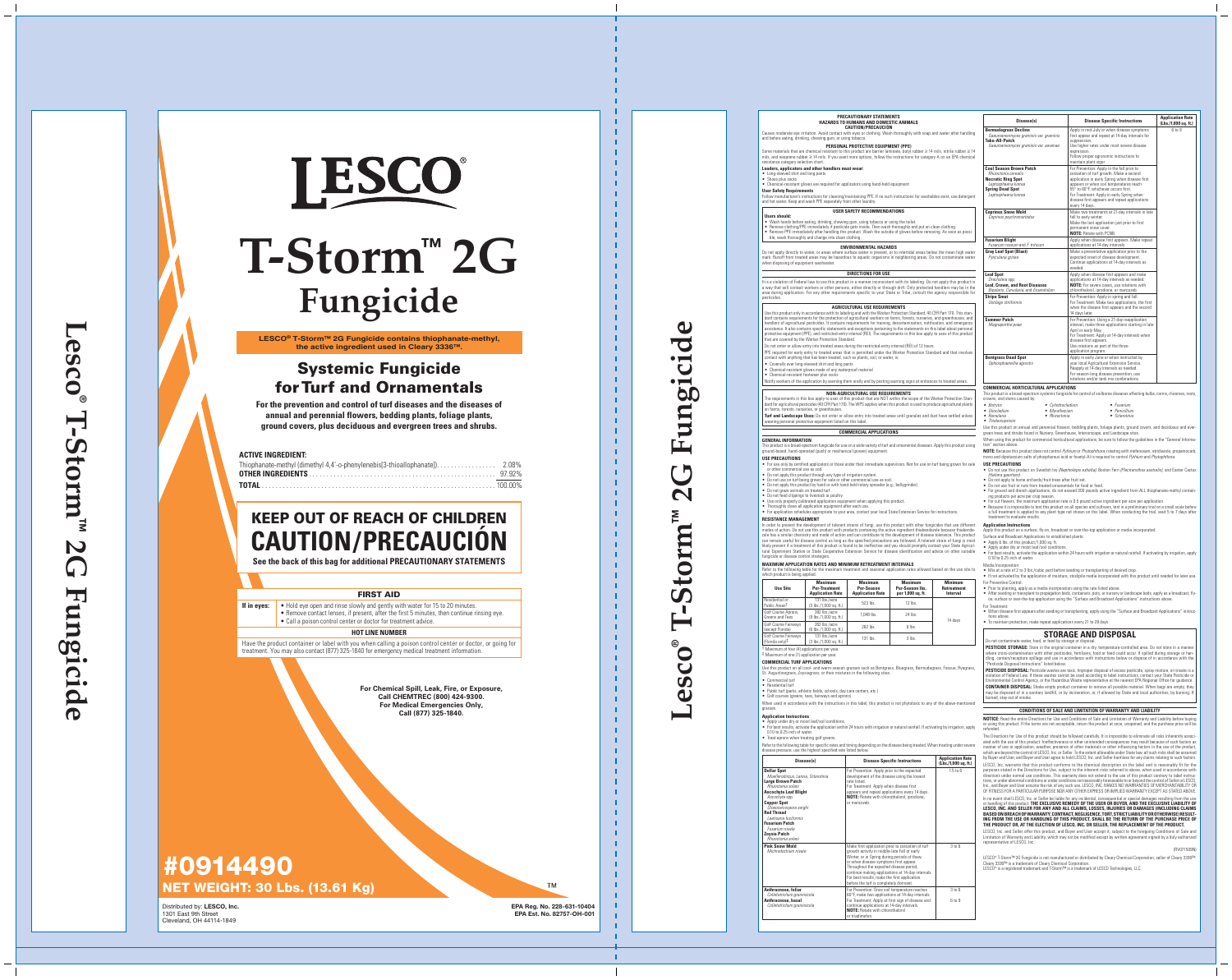Lesco® T-Storm™ 2G Fungicide

# LESCO®

# T-Storm™ 2G Fungicide

**LESCO® T-Storm™ 2G Fungicide contains thiophanate-methyl, the active ingredient used in Cleary 3336™.**

## Systemic Fungicide for Turf and Ornamentals

**For the prevention and control of turf diseases and the diseases of annual and perennial flowers, bedding plants, foliage plants, ground covers, plus deciduous and evergreen trees and shrubs.**

**ACTIVE INGREDIENT:**

| | |
|---|---|
| Thiophanate-methyl (dimethyl 4,4'-o-phenylenebis[3-thioallophanate]) | 2.08% |
| **OTHER INGREDIENTS** | 97.92% |
| **TOTAL** | 100.00% |

## KEEP OUT OF REACH OF CHILDREN
## CAUTION/PRECAUCIÓN

**See the back of this bag for additional PRECAUTIONARY STATEMENTS**

### FIRST AID

| | |
|---|---|
| **If in eyes:** | • Hold eye open and rinse slowly and gently with water for 15 to 20 minutes. • Remove contact lenses, if present, after the first 5 minutes, then continue rinsing eye. • Call a poison control center or doctor for treatment advice. |

**HOT LINE NUMBER**

Have the product container or label with you when calling a poison control center or doctor, or going for treatment. You may also contact (877) 325-1840 for emergency medical treatment information.

**For Chemical Spill, Leak, Fire, or Exposure, Call CHEMTREC (800) 424-9300. For Medical Emergencies Only, Call (877) 325-1840.**

## #0914490
**NET WEIGHT: 30 Lbs. (13.61 Kg)**

Distributed by: **LESCO, Inc.**
1301 East 9th Street
Cleveland, OH 44114-1849

**EPA Reg. No. 228-631-10404**
**EPA Est. No. 82757-OH-001**

Lesco® T-Storm™ 2G Fungicide

### PRECAUTIONARY STATEMENTS
**HAZARDS TO HUMANS AND DOMESTIC ANIMALS**
**CAUTION/PRECAUCIÓN**

Causes moderate eye irritation. Avoid contact with eyes or clothing. Wash thoroughly with soap and water after handling and before eating, drinking, chewing gum, or using tobacco.

**PERSONAL PROTECTIVE EQUIPMENT (PPE)**

Some materials that are chemical resistant to this product are barrier laminate, butyl rubber ≥ 14 mils, nitrile rubber ≥ 14 mils, and neoprene rubber ≥ 14 mils. If you want more options, follow the instructions for category A on an EPA chemical resistance category selection chart.

**Loaders, applicators and other handlers must wear:**
- Long-sleeved shirt and long pants
- Shoes plus socks
- Chemical-resistant gloves are required for applicators using hand-held equipment

**User Safety Requirements**

Follow manufacturer's instructions for cleaning/maintaining PPE. If no such instructions for washables exist, use detergent and hot water. Keep and wash PPE separately from other laundry.

**USER SAFETY RECOMMENDATIONS**

**Users should:**
- Wash hands before eating, drinking, chewing gum, using tobacco or using the toilet.
- Remove clothing/PPE immediately if pesticide gets inside. Then wash thoroughly and put on clean clothing.
- Remove PPE immediately after handling this product. Wash the outside of gloves before removing. As soon as possible, wash thoroughly and change into clean clothing.

**ENVIRONMENTAL HAZARDS**

Do not apply directly to water, or areas where surface water is present, or to intertidal areas below the mean high water mark. Runoff from treated areas may be hazardous to aquatic organisms in neighboring areas. Do not contaminate water when disposing of equipment washwater.

### DIRECTIONS FOR USE

It is a violation of Federal law to use this product in a manner inconsistent with its labeling. Do not apply this product in a way that will contact workers or other persons, either directly or through drift. Only protected handlers may be in the area during application. For any other requirements specific to your State or Tribe, consult the agency responsible for pesticides.

**AGRICULTURAL USE REQUIREMENTS**

Use this product only in accordance with its labeling and with the Worker Protection Standard, 40 CFR Part 170. This standard contains requirements for the protection of agricultural workers on farms, forests, nurseries, and greenhouses, and handlers of agricultural pesticides. It contains requirements for training, decontamination, notification, and emergency assistance. It also contains specific instructions and exceptions pertaining to the statements on this label about personal protective equipment (PPE), and restricted-entry interval (REI). The requirements in this box apply to uses of this product that are covered by the Worker Protection Standard.

Do not enter or allow entry into treated areas during the restricted-entry interval (REI) of 12 hours.

PPE required for early entry to treated areas that is permitted under the Worker Protection Standard and that involves contact with anything that has been treated, such as plants, soil, or water, is:
- Coveralls over long-sleeved shirt and long pants
- Chemical-resistant gloves made of any waterproof material
- Chemical-resistant footwear plus socks

Notify workers of the application by warning them orally and by posting warning signs at entrances to treated areas.

**NON-AGRICULTURAL USE REQUIREMENTS**

The requirements in this box apply to uses of this product that are NOT within the scope of the Worker Protection Standard for agricultural pesticides (40 CFR Part 170). The WPS applies when this product is used to produce agricultural plants on farms, forests, nurseries, or greenhouses.

**Turf and Landscape Uses:** Do not enter or allow entry into treated areas until granules and dust have settled unless wearing personal protective equipment listed on this label.

### COMMERCIAL APPLICATIONS

**GENERAL INFORMATION**

This product is a broad-spectrum fungicide for use on a wide variety of turf and ornamental diseases. Apply this product using ground-based, hand-operated (push) or mechanical (power) equipment.

**USE PRECAUTIONS**
- For use only by certified applicators or those under their immediate supervision. Not for use on turf being grown for sale or other commercial use as sod.
- Do not use on turf being grown for sale or other commercial use as sod.
- Do not apply this product through any type of irrigation system.
- Do not apply this product by hand or with hand-held rotary spreader (e.g., bellygrinder).
- Do not graze animals on treated turf.
- Do not feed clippings to livestock or poultry.
- Use only properly calibrated application equipment when applying this product.
- Thoroughly clean all application equipment after each use.
- For application schedules appropriate to your area, contact your local State Extension Service for instructions.

**RESISTANCE MANAGEMENT**

In order to prevent the development of tolerant strains of fungi, use this product with other fungicides that use different modes of action. Do not use this product with products containing the active ingredient thiabendazole because thiabendazole has a similar chemistry and mode of action and can contribute to the development of disease tolerance. This product can remain useful for disease control as long as the specified precautions are followed. A tolerant strain of fungi is most likely present if a treatment of this product is found to be ineffective and you should promptly contact your State Agricultural Experiment Station or State Cooperative Extension Service for disease identification and advice on other suitable fungicide or disease control strategies.

**MAXIMUM APPLICATION RATES AND MINIMUM RETREATMENT INTERVALS**

Refer to the following table for the maximum treatment and seasonal application rates allowed based on the use site to which product is being applied.

| Use Site | Maximum Per-Treatment Application Rate | Maximum Per-Season Application Rate | Maximum Per-Season lbs. per 1,000 sq. ft. | Minimum Retreatment Interval |
|---|---|---|---|---|
| Residential or Public Areas[1] | 131 lbs./acre (3 lbs./1,000 sq. ft.) | 523 lbs. | 12 lbs. | 14 days |
| Golf Course Aprons, Greens and Tees | 392 lbs./acre (9 lbs./1,000 sq. ft.) | 1,046 lbs. | 24 lbs. | |
| Golf Course Fairways (except Florida) | 262 lbs./acre (6 lbs./1,000 sq. ft.) | 262 lbs. | 6 lbs. | |
| Golf Course Fairways (Florida only)[2] | 131 lbs./acre (3 lbs./1,000 sq. ft.) | 131 lbs. | 3 lbs. | |

[1] Maximum of four (4) applications per year.
[2] Maximum of one (1) application per year.

**COMMERCIAL TURF APPLICATIONS**

Use this product on all cool- and warm-season grasses such as Bentgrass, Bluegrass, Bermudagrass, Fescue, Ryegrass, St. Augustinegrass, Zoysiagrass, or their mixtures in the following sites:
- *Commercial turf*
- Residential turf
- Public turf (parks, athletic fields, schools, day care centers, etc.)
- Golf courses (greens, tees, fairways and aprons)

When used in accordance with the instructions in this label, this product is not phytotoxic to any of the above-mentioned grasses.

**Application Instructions**
- Apply under dry or moist leaf/soil conditions.
- For best results, activate the application within 24 hours with irrigation or natural rainfall. If activating by irrigation, apply 0.10 to 0.25 inch of water.
- Treat aprons when treating golf greens.

Refer to the following table for specific rates and timing depending on the disease being treated. When treating under severe disease pressure, use the highest specified rate listed below.

| Disease(s) | Disease Specific Instructions | Application Rate (Lbs./1,000 sq. ft.) |
|---|---|---|
| **Dollar Spot** *Moellerodiscus, Lanzia, Sclerotinia* **Large Brown Patch** *Rhizoctonia solani* **Ascochyta Leaf Blight** *Ascochyta* spp. **Copper Spot** *Gloeocercospora sorghi* **Red Thread** *Laetisaria fuciformis* **Fusarium Patch** *Fusarium nivale* **Zoysia Patch** *Rhizoctonia solani* | For Prevention: Apply prior to the expected development of the disease using the lowest rate listed. For Treatment: Apply when disease first appears and repeat applications every 14 days. **NOTE:** Rotate with chlorothalonil, iprodione, or mancozeb. | 1.5 to 6 |
| **Pink Snow Mold** *Michrodochium nivale* | Make first application prior to cessation of turf growth activity in middle-late Fall or early Winter, or in Spring during periods of thaw, or when disease symptoms first appear. Throughout the expected disease period, continue making applications at 14-day intervals. For best results, make the first application before the turf is completely dormant. | 3 to 6 |
| **Anthracnose, foliar** *Colletotrichum graminicola* **Anthracnose, basal** *Colletotrichum graminicola* | For Prevention: Once soil temperature reaches 60°F, make two applications at 14-day intervals. For Treatment: Apply at first sign of disease and continue applications at 14-day intervals. **NOTE:** Rotate with chlorothalonil or triadimefon. | 3 to 6 / 6 to 9 |
| **Bermudagrass Decline** *Gaeumannomyces graminis var. graminis* **Take-All-Patch** *Gaeumannomyces graminis var. avenae* | Apply in mid-July or when disease symptoms first appear and repeat at 14-day intervals for suppression. Use higher rates under most severe disease expression. Follow proper agronomic instructions to maintain plant vigor. | 6 to 9 |
| **Cool Season Brown Patch** *Rhizoctonia cerealis* **Necrotic Ring Spot** *Leptosphaeria korrae* **Spring Dead Spot** *Leptosphaeria korrae* | For Prevention: Apply in the fall prior to cessation of turf growth. Make a second application in early Spring where disease first appears or when soil temperature reach 70° to 80°F, whichever occurs first. For Treatment: Apply in early Spring when disease first appears and repeat applications every 14 days. | |
| **Coprinus Snow Mold** *Coprinus psychromorbidus* | Make two treatments at 21-day intervals in late fall to early winter. Make the last application just prior to first permanent snow cover. **NOTE:** Rotate with PCNB. | |
| **Fusarium Blight** *Fusarium roseum and F. tricinctum* | Apply when disease first appears. Make repeat applications at 14-day intervals. | |
| **Gray Leaf Spot (Blast)** *Pyricularia grisea* | Make a preventative application prior to the expected onset of disease development. Continue applications at 14-day intervals as needed. | |
| **Leaf Spot** *Drechslera* spp. **Leaf, Crown, and Root Diseases** *Bipolaris, Curvularia, and Exserohilum* | Apply when disease first appears and make applications at 14-day intervals as needed. **NOTE:** For severe cases, use rotations with chlorothalonil, iprodione, or mancozeb. | |
| **Stripe Smut** *Ustilago striiformis* | For Prevention: Apply in spring and fall. For Treatment: Make two applications, the first when the disease first appears and the second 14 days later. | |
| **Summer Patch** *Magnaporthe poae* | For Prevention: Using a 21-day application interval, make three applications starting in late April or early May. For Treatment: Apply at 14-day intervals when disease first appears. Use rotations as part of the three-application program. | |
| **Bentgrass Dead Spot** *Ophiosphaerella agrostis* | Apply in early June or when instructed by your local Agricultural Extension Service. Reapply at 14-day intervals as needed. For season-long disease prevention, use rotations and/or tank mix combinations. | |

**COMMERCIAL HORTICULTURAL APPLICATIONS**

This product is a broad-spectrum systemic fungicide for control of soilborne diseases affecting bulbs, corms, rhizomes, roots, crowns, and stems caused by:

- *Botrytis*
- *Cylindrocladium*
- *Fusarium*
- *Gliocladium*
- *Myrothecium*
- *Penicillium*
- *Ramularia*
- *Rhizoctonia*
- *Sclerotinia*
- *Thielaviopsis*

Use this product on annual and perennial flowers, bedding plants, foliage plants, ground covers, and deciduous and evergreen trees and shrubs found in Nursery, Greenhouse, Interiorscape, and Landscape sites.

When using this product for commercial horticultural applications, be sure to follow the guidelines in the "General Information" section above.

**NOTE:** Because this product does not control *Pythium* or *Phytophthora*, rotating with mefenoxam, etridiazole, propamocarb, fosetyl-Al, or the mono and dipotassium salts of phosphorous acid or fosetyl-Al is required to control *Pythium* and *Phytophthora*.

**USE PRECAUTIONS**
- Do not use this product on Swedish Ivy (*Nephrolepis exhalta*), Boston Fern (*Plectranthus australis*) and Easter Cactus (*Hatiora gaertneri*).
- Do not apply to home orchards/fruit trees after fruit set.
- Do not use fruit or nuts from treated ornamentals for food or feed.
- For ground and directed applications, do not exceed 300 pounds active ingredient from ALL thiophanate-methyl containing products per acre per crop season.
- For cut flowers, the maximum application rate is 0.5 pound active ingredient per acre per application.
- Because it is impossible to test this product on all species and cultivars, test in a preliminary trial on a small scale before a full treatment is applied to any plant type not shown on this label. When conducting the trial, wait 5 to 7 days after treatment to evaluate results.

**Application Instructions**

Apply this product as a surface, fly-on, broadcast or over-the-top application or media incorporated.

Surface and Broadcast Applications to established plants:
- Apply 6 lbs. of this product/1,000 sq. ft.
- Apply under dry or moist leaf/soil conditions.
- For best results, activate the application within 24 hours with irrigation or natural rainfall. If activating by irrigation, apply 0.10 to 0.25 inch of water.

Media Incorporation:
- Mix at a rate of 2 to 3 lbs./cubic yard before seeding or transplanting of desired crop.
- If not activated by the application of moisture, stockpile media incorporated with this product until needed for later use.

For Preventive Control:
- Prior to planting, apply as a media incorporation using the rate listed above.
- After seeding or transplant to propagation beds, containers, pots, or nursery or landscape beds, apply as a broadcast, fly-on, surface or over-the-top application using the "Surface and Broadcast Applications" instructions above.

For Treatment:
- When disease first appears after seeding or transplanting, apply using the "Surface and Broadcast Applications" instructions above.
- To maintain protection, make repeat applications every 21 to 28 days.

## STORAGE AND DISPOSAL

Do not contaminate water, food, or feed by storage or disposal.

**PESTICIDE STORAGE:** Store in the original container in a dry, temperature-controlled area. Do not store in a manner where cross-contamination with other pesticides, fertilizers, food or feed could occur. If spilled during storage or handling, contain/recapture spillage and use in accordance with instructions below or dispose of in accordance with the "Pesticide Disposal Instructions" listed below.

**PESTICIDE DISPOSAL:** Pesticide wastes are toxic. Improper disposal of excess pesticide, spray mixture, or rinsate is a violation of Federal Law. If these wastes cannot be used according to label instructions, contact your State Pesticide or Environmental Control Agency, or the Hazardous Waste representative at the nearest EPA Regional Office for guidance.

**CONTAINER DISPOSAL:** Shake empty product container to remove all possible material. When bags are empty, they may be disposed of in a sanitary landfill, or by incineration, or, if allowed by State and local authorities, by burning. If burned, stay out of smoke.

**CONDITIONS OF SALE AND LIMITATION OF WARRANTY AND LIABILITY**

**NOTICE:** Read the entire Directions for Use and Conditions of Sale and Limitation of Warranty and Liability before buying or using this product. If the terms are not acceptable, return the product at once, unopened, and the purchase price will be refunded.

The Directions for Use of this product should be followed carefully. It is impossible to eliminate all risks inherently associated with the use of this product. Ineffectiveness or other unintended consequences may result because of such factors as manner of use or application, weather, presence of other materials or other influencing factors in the use of the product, which are beyond the control of LESCO, Inc. or Seller. To the extent allowable under State law, all such risks shall be assumed by Buyer and User, and Buyer and User agree to hold LESCO, Inc. and Seller harmless for any claims relating to such factors.

LESCO, Inc. warrants that this product conforms to the chemical description on the label and is reasonably fit for the purposes stated in the Directions for Use, subject to the inherent risks referred to above, when used in accordance with directions under normal use conditions. This warranty does not extend to the use of this product contrary to label instructions, or under abnormal conditions or under conditions not reasonably foreseeable to or beyond the control of Seller or LESCO, Inc. and Buyer and User assume the risk of any such use. LESCO, INC. MAKES NO WARRANTIES OF MERCHANTABILITY OR OF FITNESS FOR A PARTICULAR PURPOSE NOR ANY OTHER EXPRESS OR IMPLIED WARRANTY EXCEPT AS STATED ABOVE.

In no event shall LESCO, Inc. or Seller be liable for any incidental, consequential or special damages resulting from the use or handling of this product. **THE EXCLUSIVE REMEDY OF THE USER OR BUYER, AND THE EXCLUSIVE LIABILITY OF LESCO, INC. AND SELLER FOR ANY AND ALL CLAIMS, LOSSES, INJURIES OR DAMAGES (INCLUDING CLAIMS BASED ON BREACH OF WARRANTY, CONTRACT, NEGLIGENCE, TORT, STRICT LIABILITY OR OTHERWISE) RESULTING FROM THE USE OR HANDLING OF THIS PRODUCT, SHALL BE THE RETURN OF THE PURCHASE PRICE OF THE PRODUCT OR, AT THE ELECTION OF LESCO, INC. OR SELLER, THE REPLACEMENT OF THE PRODUCT.**

LESCO, Inc. and Seller offer this product, and Buyer and User accept it, subject to the foregoing Conditions of Sale and Limitation of Warranty and Liability, which may not be modified except by written agreement signed by a duly authorized representative of LESCO, Inc.

(RV071509B)

LESCO® T-Storm™ 2G Fungicide is not manufactured or distributed by Cleary Chemical Corporation, seller of Cleary 3336™. Cleary 3336™ is a trademark of Cleary Chemical Corporation.
LESCO® is a registered trademark and T-Storm™ is a trademark of LESCO Technologies, LLC.

Lesco® T-Storm™ 2G Fungicide